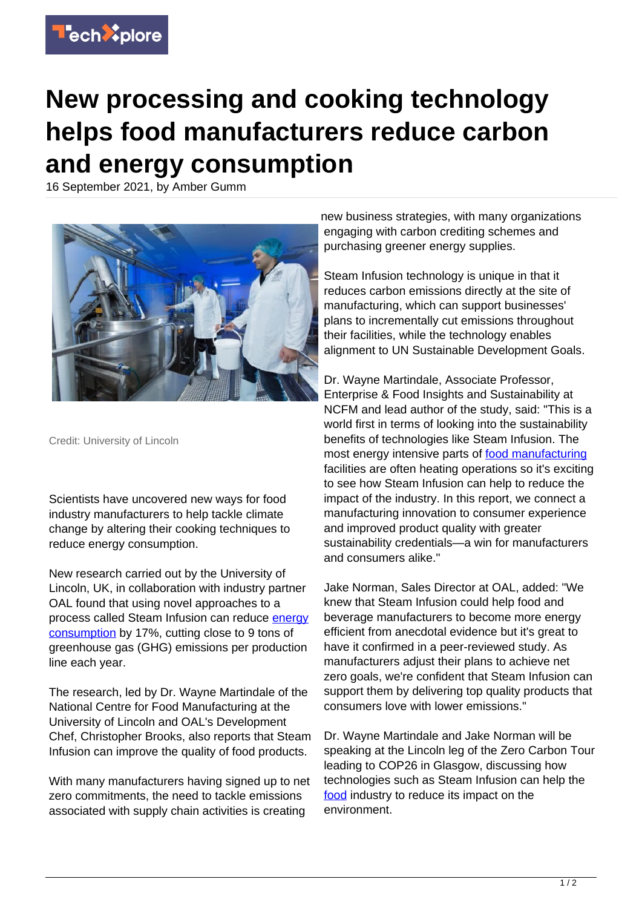# New processing and cooking technology helps food manufacturers reduce carbon and energy consumption

16 September 2021, by Amber Gumm

Credit: University of Lincoln

Scientists have uncovered new ways for food industry manufacturers to help tackle climate change by altering their cooking techniques to reduce energy consumption.

New research carried out by the University of Lincoln, UK, in collaboration with industry partner OAL found that using novel approaches to a process called Steam Infusion can reduce energy consumption by 17%, cutting close to 9 tons of greenhouse gas (GHG) emissions per production line each year.

The research, led by Dr. Wayne Martindale of the National Centre for Food Manufacturing at the University of Lincoln and OAL's Development Chef, Christopher Brooks, also reports that Steam Infusion can improve the quality of food products.

With many manufacturers having signed up to net zero commitments, the need to tackle emissions associated with supply chain activities is creating new business strategies, with many organizations engaging with carbon crediting schemes and purchasing greener energy supplies.

Steam Infusion technology is unique in that it reduces carbon emissions directly at the site of manufacturing, which can support businesses' plans to incrementally cut emissions throughout their facilities, while the technology enables alignment to UN Sustainable Development Goals.

Dr. Wayne Martindale, Associate Professor, Enterprise & Food Insights and Sustainability at NCFM and lead author of the study, said: "This is a world first in terms of looking into the sustainability benefits of technologies like Steam Infusion. The most energy intensive parts of food manufacturing facilities are often heating operations so it's exciting to see how Steam Infusion can help to reduce the impact of the industry. In this report, we connect a manufacturing innovation to consumer experience and improved product quality with greater sustainability credentials—a win for manufacturers and consumers alike."

Jake Norman, Sales Director at OAL, added: "We knew that Steam Infusion could help food and beverage manufacturers to become more energy efficient from anecdotal evidence but it's great to have it confirmed in a peer-reviewed study. As manufacturers adjust their plans to achieve net zero goals, we're confident that Steam Infusion can support them by delivering top quality products that consumers love with lower emissions."

Dr. Wayne Martindale and Jake Norman will be speaking at the Lincoln leg of the Zero Carbon Tour leading to COP26 in Glasgow, discussing how technologies such as Steam Infusion can help the food industry to reduce its impact on the environment.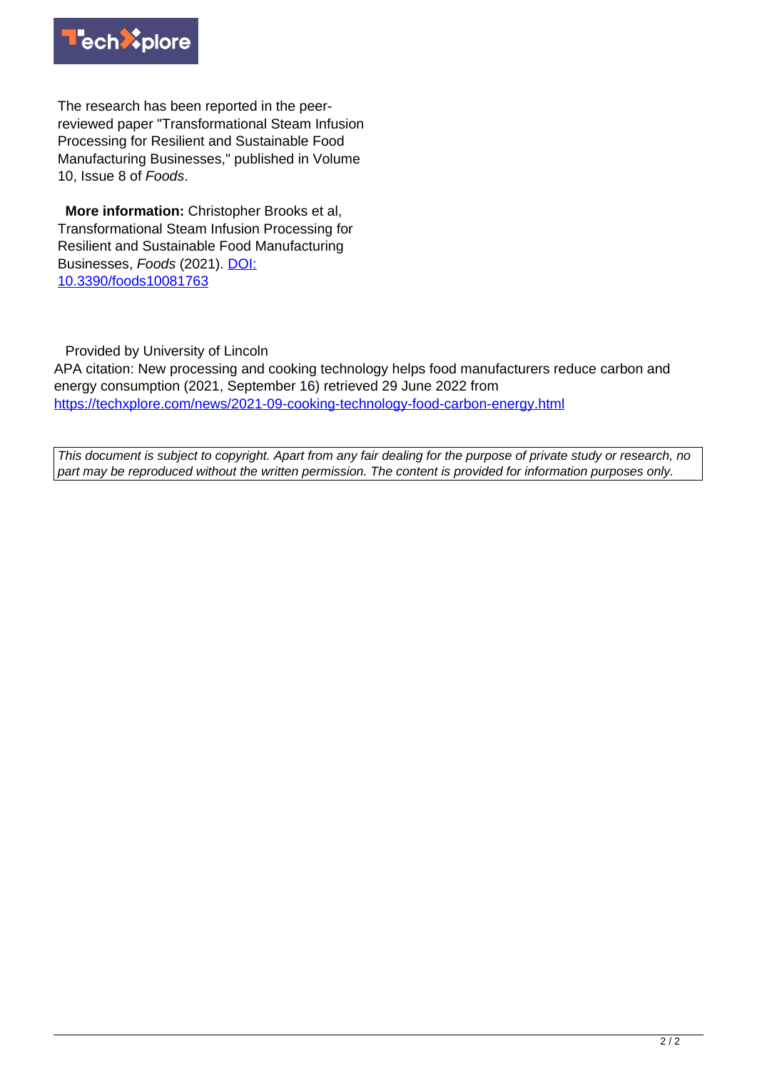The research has been reported in the peer-reviewed paper "Transformational Steam Infusion Processing for Resilient and Sustainable Food Manufacturing Businesses," published in Volume 10, Issue 8 of *Foods*.

**More information:** Christopher Brooks et al, Transformational Steam Infusion Processing for Resilient and Sustainable Food Manufacturing Businesses, *Foods* (2021). [DOI: 10.3390/foods10081763](https://doi.org/10.3390/foods10081763)

Provided by University of Lincoln

APA citation: New processing and cooking technology helps food manufacturers reduce carbon and energy consumption (2021, September 16) retrieved 29 June 2022 from https://techxplore.com/news/2021-09-cooking-technology-food-carbon-energy.html

*This document is subject to copyright. Apart from any fair dealing for the purpose of private study or research, no part may be reproduced without the written permission. The content is provided for information purposes only.*